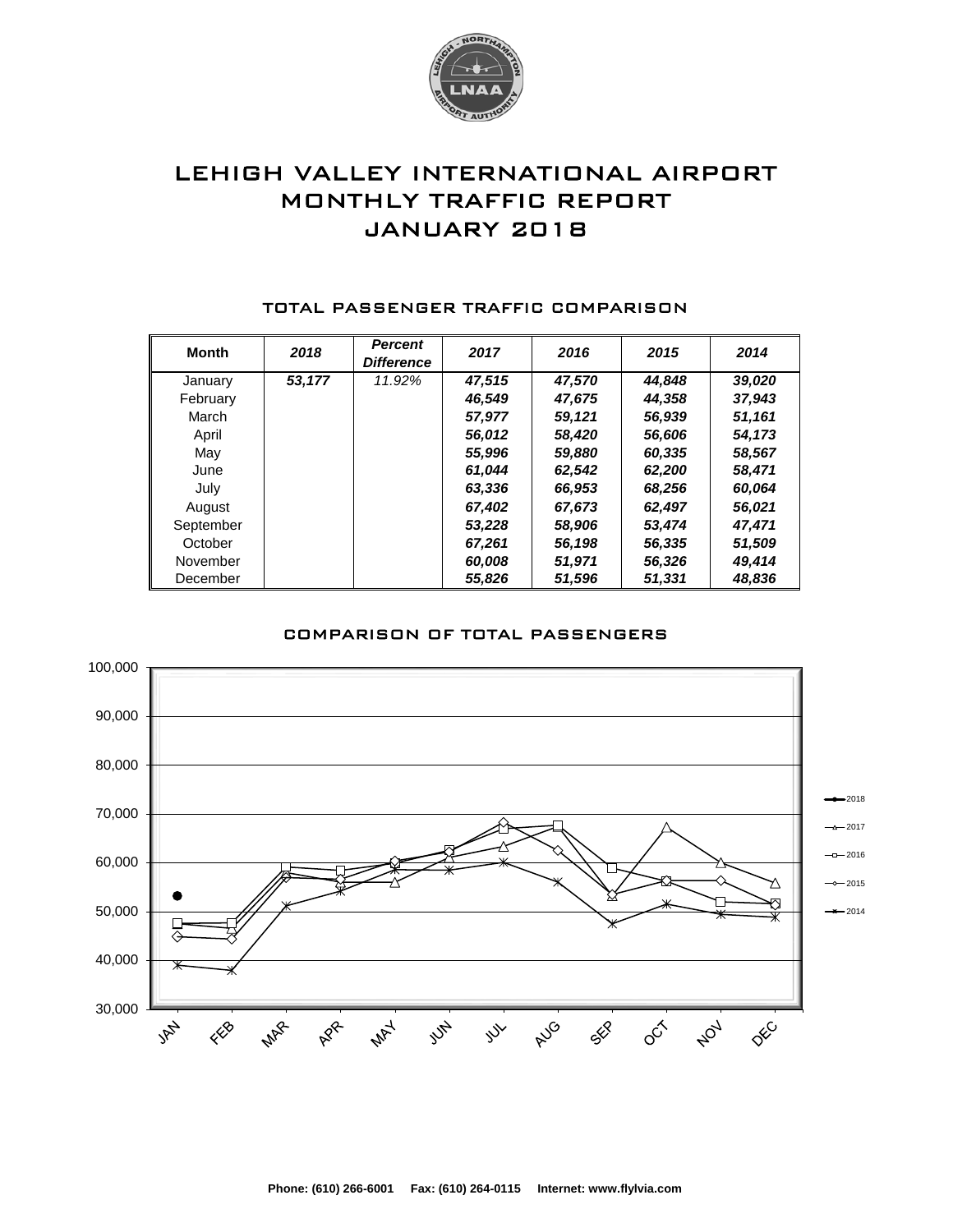# LEHIGH VALLEY INTERNATIONAL AIRPORT
# MONTHLY TRAFFIC REPORT
# JANUARY 2018

## TOTAL PASSENGER TRAFFIC COMPARISON

| Month | 2018 | Percent Difference | 2017 | 2016 | 2015 | 2014 |
|---|---|---|---|---|---|---|
| January | 53,177 | 11.92% | 47,515 | 47,570 | 44,848 | 39,020 |
| February | | | 46,549 | 47,675 | 44,358 | 37,943 |
| March | | | 57,977 | 59,121 | 56,939 | 51,161 |
| April | | | 56,012 | 58,420 | 56,606 | 54,173 |
| May | | | 55,996 | 59,880 | 60,335 | 58,567 |
| June | | | 61,044 | 62,542 | 62,200 | 58,471 |
| July | | | 63,336 | 66,953 | 68,256 | 60,064 |
| August | | | 67,402 | 67,673 | 62,497 | 56,021 |
| September | | | 53,228 | 58,906 | 53,474 | 47,471 |
| October | | | 67,261 | 56,198 | 56,335 | 51,509 |
| November | | | 60,008 | 51,971 | 56,326 | 49,414 |
| December | | | 55,826 | 51,596 | 51,331 | 48,836 |

## COMPARISON OF TOTAL PASSENGERS

Phone: (610) 266-6001 Fax: (610) 264-0115 Internet: www.flylvia.com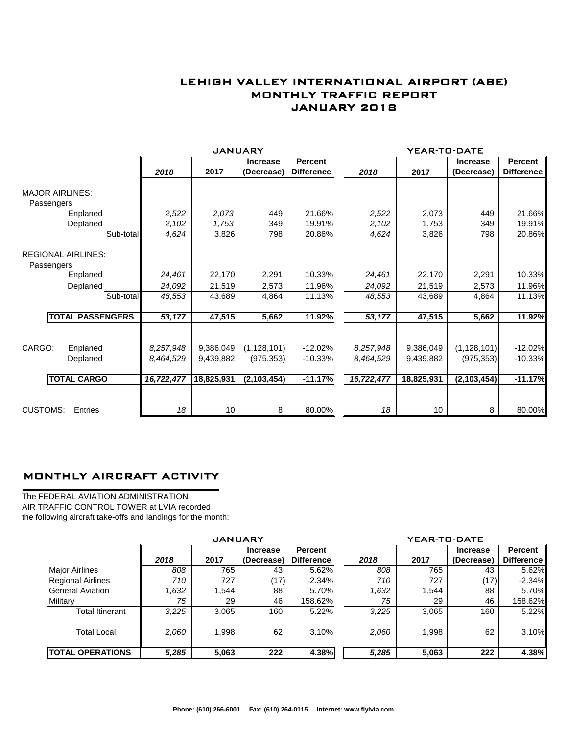# LEHIGH VALLEY INTERNATIONAL AIRPORT (ABE)
## MONTHLY TRAFFIC REPORT
## JANUARY 2018

| | JANUARY | | | | YEAR-TO-DATE | | | |
|---|---|---|---|---|---|---|---|---|
| | 2018 | 2017 | Increase (Decrease) | Percent Difference | 2018 | 2017 | Increase (Decrease) | Percent Difference |
| **MAJOR AIRLINES:** | | | | | | | | |
| Passengers | | | | | | | | |
| Enplaned | *2,522* | *2,073* | 449 | 21.66% | *2,522* | 2,073 | 449 | 21.66% |
| Deplaned | *2,102* | *1,753* | 349 | 19.91% | *2,102* | 1,753 | 349 | 19.91% |
| Sub-total | *4,624* | 3,826 | 798 | 20.86% | *4,624* | 3,826 | 798 | 20.86% |
| **REGIONAL AIRLINES:** | | | | | | | | |
| Passengers | | | | | | | | |
| Enplaned | *24,461* | 22,170 | 2,291 | 10.33% | *24,461* | 22,170 | 2,291 | 10.33% |
| Deplaned | *24,092* | 21,519 | 2,573 | 11.96% | *24,092* | 21,519 | 2,573 | 11.96% |
| Sub-total | *48,553* | 43,689 | 4,864 | 11.13% | *48,553* | 43,689 | 4,864 | 11.13% |
| **TOTAL PASSENGERS** | ***53,177*** | **47,515** | **5,662** | **11.92%** | ***53,177*** | **47,515** | **5,662** | **11.92%** |
| CARGO: Enplaned | *8,257,948* | 9,386,049 | (1,128,101) | -12.02% | *8,257,948* | 9,386,049 | (1,128,101) | -12.02% |
| Deplaned | *8,464,529* | 9,439,882 | (975,353) | -10.33% | *8,464,529* | 9,439,882 | (975,353) | -10.33% |
| **TOTAL CARGO** | ***16,722,477*** | **18,825,931** | **(2,103,454)** | **-11.17%** | ***16,722,477*** | **18,825,931** | **(2,103,454)** | **-11.17%** |
| CUSTOMS: Entries | *18* | 10 | 8 | 80.00% | *18* | 10 | 8 | 80.00% |

## MONTHLY AIRCRAFT ACTIVITY

The FEDERAL AVIATION ADMINISTRATION
AIR TRAFFIC CONTROL TOWER at LVIA recorded
the following aircraft take-offs and landings for the month:

| | JANUARY | | | | YEAR-TO-DATE | | | |
|---|---|---|---|---|---|---|---|---|
| | 2018 | 2017 | Increase (Decrease) | Percent Difference | 2018 | 2017 | Increase (Decrease) | Percent Difference |
| Major Airlines | *808* | 765 | 43 | 5.62% | *808* | 765 | 43 | 5.62% |
| Regional Airlines | *710* | 727 | (17) | -2.34% | *710* | 727 | (17) | -2.34% |
| General Aviation | *1,632* | 1,544 | 88 | 5.70% | *1,632* | 1,544 | 88 | 5.70% |
| Military | *75* | 29 | 46 | 158.62% | *75* | 29 | 46 | 158.62% |
| Total Itinerant | *3,225* | 3,065 | 160 | 5.22% | *3,225* | 3,065 | 160 | 5.22% |
| Total Local | *2,060* | 1,998 | 62 | 3.10% | *2,060* | 1,998 | 62 | 3.10% |
| **TOTAL OPERATIONS** | ***5,285*** | **5,063** | **222** | **4.38%** | ***5,285*** | **5,063** | **222** | **4.38%** |

**Phone: (610) 266-6001 Fax: (610) 264-0115 Internet: www.flylvia.com**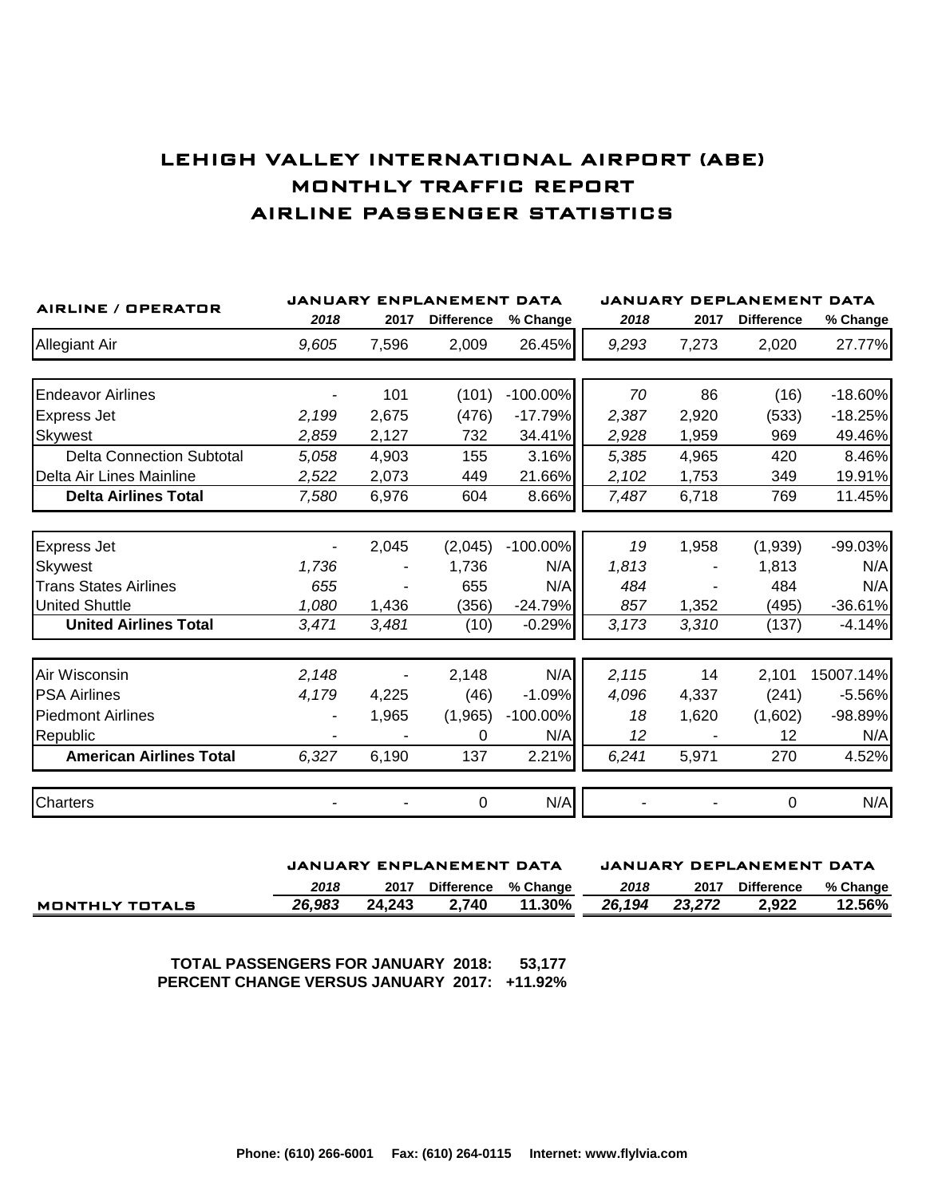# LEHIGH VALLEY INTERNATIONAL AIRPORT (ABE)
## MONTHLY TRAFFIC REPORT
## AIRLINE PASSENGER STATISTICS

| AIRLINE / OPERATOR | JANUARY ENPLANEMENT DATA | | | | JANUARY DEPLANEMENT DATA | | | |
|---|---|---|---|---|---|---|---|---|
| | *2018* | 2017 | Difference | % Change | *2018* | 2017 | Difference | % Change |
| Allegiant Air | *9,605* | 7,596 | 2,009 | 26.45% | *9,293* | 7,273 | 2,020 | 27.77% |
| Endeavor Airlines | - | 101 | (101) | -100.00% | *70* | 86 | (16) | -18.60% |
| Express Jet | *2,199* | 2,675 | (476) | -17.79% | *2,387* | 2,920 | (533) | -18.25% |
| Skywest | *2,859* | 2,127 | 732 | 34.41% | *2,928* | 1,959 | 969 | 49.46% |
| Delta Connection Subtotal | *5,058* | 4,903 | 155 | 3.16% | *5,385* | 4,965 | 420 | 8.46% |
| Delta Air Lines Mainline | *2,522* | 2,073 | 449 | 21.66% | *2,102* | 1,753 | 349 | 19.91% |
| **Delta Airlines Total** | *7,580* | 6,976 | 604 | 8.66% | *7,487* | 6,718 | 769 | 11.45% |
| Express Jet | - | 2,045 | (2,045) | -100.00% | *19* | 1,958 | (1,939) | -99.03% |
| Skywest | *1,736* | - | 1,736 | N/A | *1,813* | - | 1,813 | N/A |
| Trans States Airlines | *655* | - | 655 | N/A | *484* | - | 484 | N/A |
| United Shuttle | *1,080* | 1,436 | (356) | -24.79% | *857* | 1,352 | (495) | -36.61% |
| **United Airlines Total** | *3,471* | *3,481* | (10) | -0.29% | *3,173* | *3,310* | (137) | -4.14% |
| Air Wisconsin | *2,148* | - | 2,148 | N/A | *2,115* | 14 | 2,101 | 15007.14% |
| PSA Airlines | *4,179* | 4,225 | (46) | -1.09% | *4,096* | 4,337 | (241) | -5.56% |
| Piedmont Airlines | - | 1,965 | (1,965) | -100.00% | *18* | 1,620 | (1,602) | -98.89% |
| Republic | - | - | 0 | N/A | *12* | - | 12 | N/A |
| **American Airlines Total** | *6,327* | 6,190 | 137 | 2.21% | *6,241* | 5,971 | 270 | 4.52% |
| Charters | - | - | 0 | N/A | - | - | 0 | N/A |

| | JANUARY ENPLANEMENT DATA | | | | JANUARY DEPLANEMENT DATA | | | |
|---|---|---|---|---|---|---|---|---|
| | *2018* | 2017 | Difference | % Change | *2018* | 2017 | Difference | % Change |
| **MONTHLY TOTALS** | ***26,983*** | **24,243** | **2,740** | **11.30%** | ***26,194*** | ***23,272*** | **2,922** | **12.56%** |

**TOTAL PASSENGERS FOR JANUARY 2018: 53,177**
**PERCENT CHANGE VERSUS JANUARY 2017: +11.92%**

**Phone: (610) 266-6001 Fax: (610) 264-0115 Internet: www.flylvia.com**